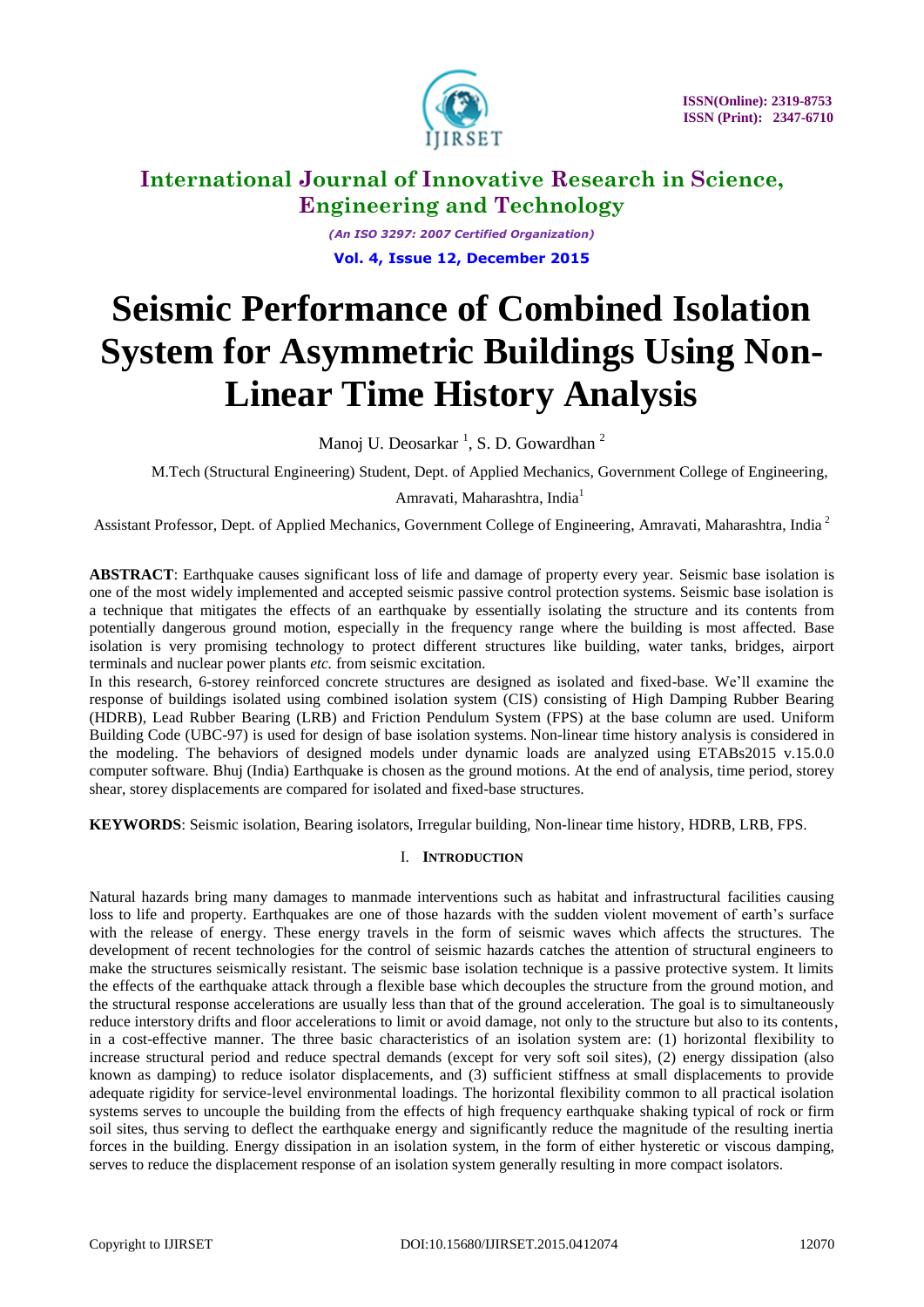# Seismic Performance of Combined Isolation System for Asymmetric Buildings Using Non-Linear Time History Analysis

Manoj U. Deosarkar [1], S. D. Gowardhan [2]

M.Tech (Structural Engineering) Student, Dept. of Applied Mechanics, Government College of Engineering, Amravati, Maharashtra, India[1]

Assistant Professor, Dept. of Applied Mechanics, Government College of Engineering, Amravati, Maharashtra, India [2]

**ABSTRACT**: Earthquake causes significant loss of life and damage of property every year. Seismic base isolation is one of the most widely implemented and accepted seismic passive control protection systems. Seismic base isolation is a technique that mitigates the effects of an earthquake by essentially isolating the structure and its contents from potentially dangerous ground motion, especially in the frequency range where the building is most affected. Base isolation is very promising technology to protect different structures like building, water tanks, bridges, airport terminals and nuclear power plants *etc.* from seismic excitation.

In this research, 6-storey reinforced concrete structures are designed as isolated and fixed-base. We'll examine the response of buildings isolated using combined isolation system (CIS) consisting of High Damping Rubber Bearing (HDRB), Lead Rubber Bearing (LRB) and Friction Pendulum System (FPS) at the base column are used. Uniform Building Code (UBC-97) is used for design of base isolation systems. Non-linear time history analysis is considered in the modeling. The behaviors of designed models under dynamic loads are analyzed using ETABs2015 v.15.0.0 computer software. Bhuj (India) Earthquake is chosen as the ground motions. At the end of analysis, time period, storey shear, storey displacements are compared for isolated and fixed-base structures.

**KEYWORDS**: Seismic isolation, Bearing isolators, Irregular building, Non-linear time history, HDRB, LRB, FPS.

## I. INTRODUCTION

Natural hazards bring many damages to manmade interventions such as habitat and infrastructural facilities causing loss to life and property. Earthquakes are one of those hazards with the sudden violent movement of earth's surface with the release of energy. These energy travels in the form of seismic waves which affects the structures. The development of recent technologies for the control of seismic hazards catches the attention of structural engineers to make the structures seismically resistant. The seismic base isolation technique is a passive protective system. It limits the effects of the earthquake attack through a flexible base which decouples the structure from the ground motion, and the structural response accelerations are usually less than that of the ground acceleration. The goal is to simultaneously reduce interstory drifts and floor accelerations to limit or avoid damage, not only to the structure but also to its contents, in a cost-effective manner. The three basic characteristics of an isolation system are: (1) horizontal flexibility to increase structural period and reduce spectral demands (except for very soft soil sites), (2) energy dissipation (also known as damping) to reduce isolator displacements, and (3) sufficient stiffness at small displacements to provide adequate rigidity for service-level environmental loadings. The horizontal flexibility common to all practical isolation systems serves to uncouple the building from the effects of high frequency earthquake shaking typical of rock or firm soil sites, thus serving to deflect the earthquake energy and significantly reduce the magnitude of the resulting inertia forces in the building. Energy dissipation in an isolation system, in the form of either hysteretic or viscous damping, serves to reduce the displacement response of an isolation system generally resulting in more compact isolators.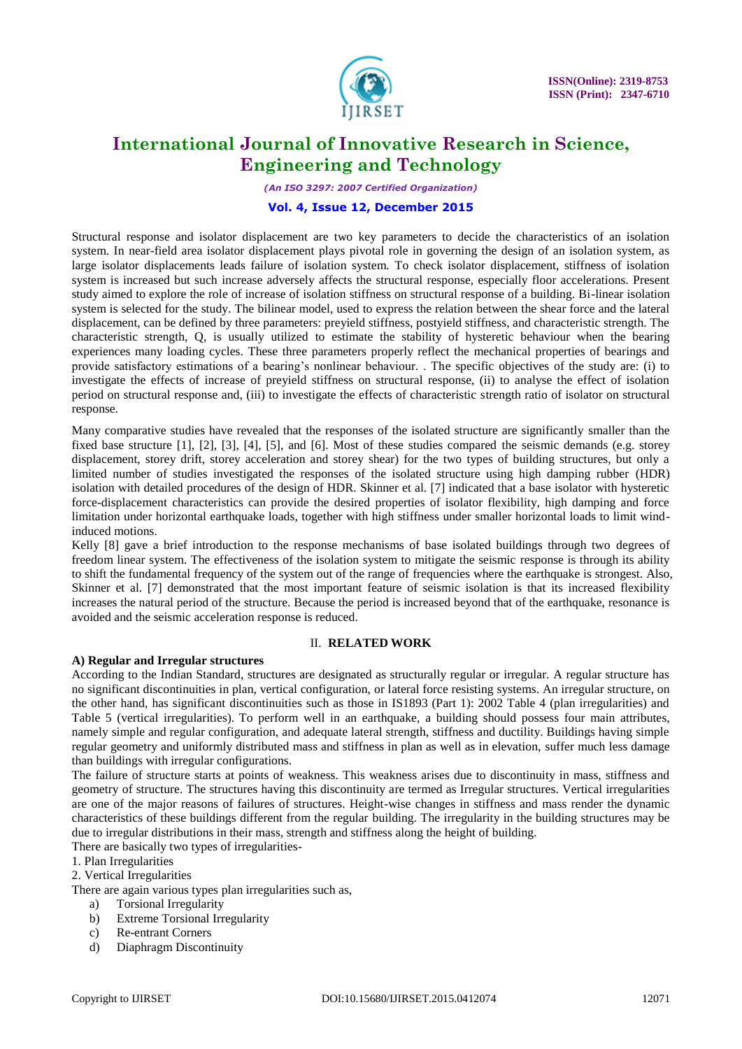Structural response and isolator displacement are two key parameters to decide the characteristics of an isolation system. In near-field area isolator displacement plays pivotal role in governing the design of an isolation system, as large isolator displacements leads failure of isolation system. To check isolator displacement, stiffness of isolation system is increased but such increase adversely affects the structural response, especially floor accelerations. Present study aimed to explore the role of increase of isolation stiffness on structural response of a building. Bi-linear isolation system is selected for the study. The bilinear model, used to express the relation between the shear force and the lateral displacement, can be defined by three parameters: preyield stiffness, postyield stiffness, and characteristic strength. The characteristic strength, Q, is usually utilized to estimate the stability of hysteretic behaviour when the bearing experiences many loading cycles. These three parameters properly reflect the mechanical properties of bearings and provide satisfactory estimations of a bearing's nonlinear behaviour. . The specific objectives of the study are: (i) to investigate the effects of increase of preyield stiffness on structural response, (ii) to analyse the effect of isolation period on structural response and, (iii) to investigate the effects of characteristic strength ratio of isolator on structural response.

Many comparative studies have revealed that the responses of the isolated structure are significantly smaller than the fixed base structure [1], [2], [3], [4], [5], and [6]. Most of these studies compared the seismic demands (e.g. storey displacement, storey drift, storey acceleration and storey shear) for the two types of building structures, but only a limited number of studies investigated the responses of the isolated structure using high damping rubber (HDR) isolation with detailed procedures of the design of HDR. Skinner et al. [7] indicated that a base isolator with hysteretic force-displacement characteristics can provide the desired properties of isolator flexibility, high damping and force limitation under horizontal earthquake loads, together with high stiffness under smaller horizontal loads to limit wind-induced motions.

Kelly [8] gave a brief introduction to the response mechanisms of base isolated buildings through two degrees of freedom linear system. The effectiveness of the isolation system to mitigate the seismic response is through its ability to shift the fundamental frequency of the system out of the range of frequencies where the earthquake is strongest. Also, Skinner et al. [7] demonstrated that the most important feature of seismic isolation is that its increased flexibility increases the natural period of the structure. Because the period is increased beyond that of the earthquake, resonance is avoided and the seismic acceleration response is reduced.

## II. RELATED WORK

### A) Regular and Irregular structures

According to the Indian Standard, structures are designated as structurally regular or irregular. A regular structure has no significant discontinuities in plan, vertical configuration, or lateral force resisting systems. An irregular structure, on the other hand, has significant discontinuities such as those in IS1893 (Part 1): 2002 Table 4 (plan irregularities) and Table 5 (vertical irregularities). To perform well in an earthquake, a building should possess four main attributes, namely simple and regular configuration, and adequate lateral strength, stiffness and ductility. Buildings having simple regular geometry and uniformly distributed mass and stiffness in plan as well as in elevation, suffer much less damage than buildings with irregular configurations.

The failure of structure starts at points of weakness. This weakness arises due to discontinuity in mass, stiffness and geometry of structure. The structures having this discontinuity are termed as Irregular structures. Vertical irregularities are one of the major reasons of failures of structures. Height-wise changes in stiffness and mass render the dynamic characteristics of these buildings different from the regular building. The irregularity in the building structures may be due to irregular distributions in their mass, strength and stiffness along the height of building.

There are basically two types of irregularities-

1. Plan Irregularities
2. Vertical Irregularities

There are again various types plan irregularities such as,

a) Torsional Irregularity
b) Extreme Torsional Irregularity
c) Re-entrant Corners
d) Diaphragm Discontinuity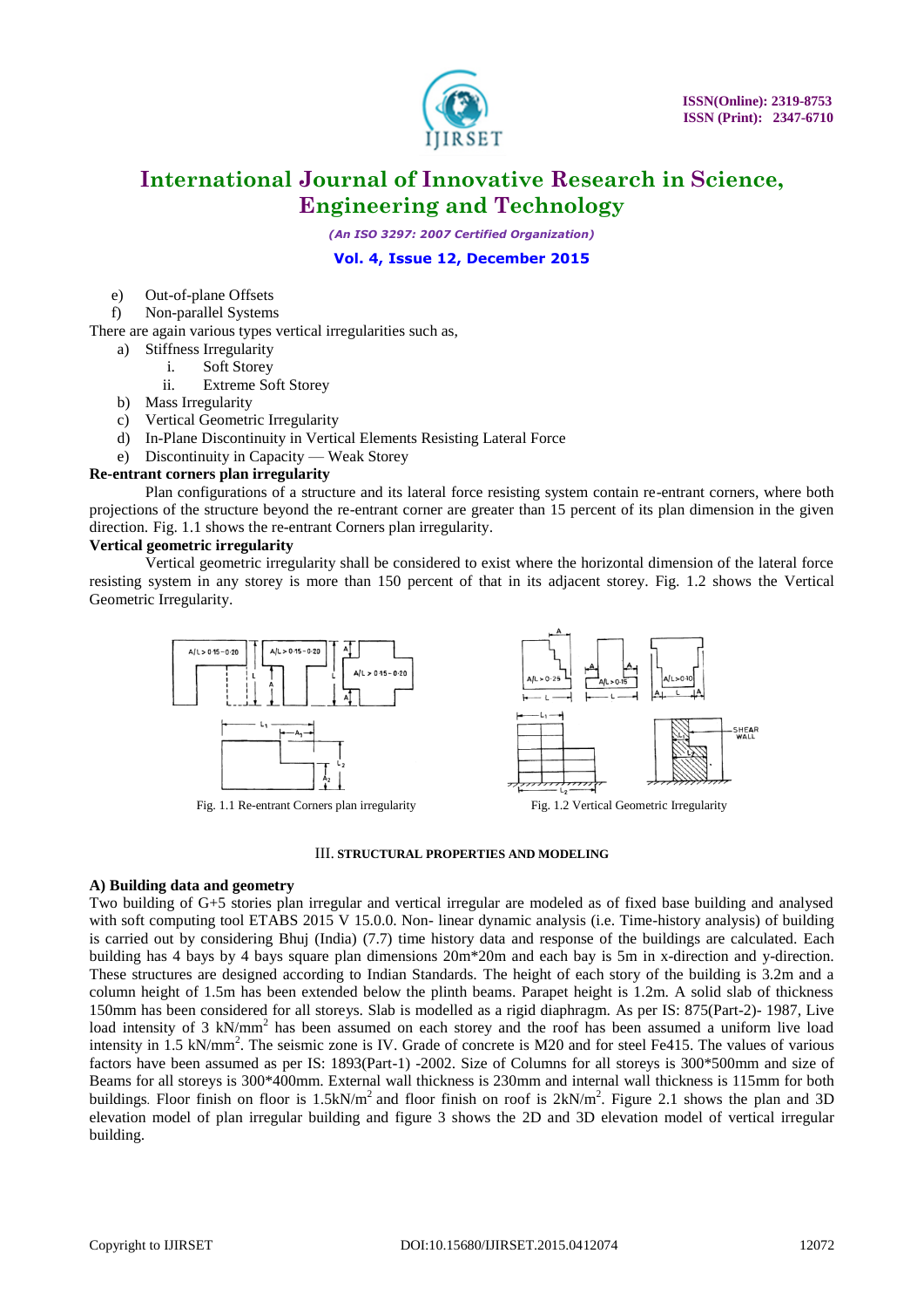e) Out-of-plane Offsets
f) Non-parallel Systems

There are again various types vertical irregularities such as,

a) Stiffness Irregularity
   i. Soft Storey
   ii. Extreme Soft Storey
b) Mass Irregularity
c) Vertical Geometric Irregularity
d) In-Plane Discontinuity in Vertical Elements Resisting Lateral Force
e) Discontinuity in Capacity — Weak Storey

**Re-entrant corners plan irregularity**

Plan configurations of a structure and its lateral force resisting system contain re-entrant corners, where both projections of the structure beyond the re-entrant corner are greater than 15 percent of its plan dimension in the given direction. Fig. 1.1 shows the re-entrant Corners plan irregularity.

**Vertical geometric irregularity**

Vertical geometric irregularity shall be considered to exist where the horizontal dimension of the lateral force resisting system in any storey is more than 150 percent of that in its adjacent storey. Fig. 1.2 shows the Vertical Geometric Irregularity.

Fig. 1.1 Re-entrant Corners plan irregularity

Fig. 1.2 Vertical Geometric Irregularity

## III. STRUCTURAL PROPERTIES AND MODELING

### A) Building data and geometry

Two building of G+5 stories plan irregular and vertical irregular are modeled as of fixed base building and analysed with soft computing tool ETABS 2015 V 15.0.0. Non- linear dynamic analysis (i.e. Time-history analysis) of building is carried out by considering Bhuj (India) (7.7) time history data and response of the buildings are calculated. Each building has 4 bays by 4 bays square plan dimensions 20m*20m and each bay is 5m in x-direction and y-direction. These structures are designed according to Indian Standards. The height of each story of the building is 3.2m and a column height of 1.5m has been extended below the plinth beams. Parapet height is 1.2m. A solid slab of thickness 150mm has been considered for all storeys. Slab is modelled as a rigid diaphragm. As per IS: 875(Part-2)- 1987, Live load intensity of 3 $kN/mm^2$ has been assumed on each storey and the roof has been assumed a uniform live load intensity in 1.5 $kN/mm^2$. The seismic zone is IV. Grade of concrete is M20 and for steel Fe415. The values of various factors have been assumed as per IS: 1893(Part-1) -2002. Size of Columns for all storeys is 300*500mm and size of Beams for all storeys is 300*400mm. External wall thickness is 230mm and internal wall thickness is 115mm for both buildings. Floor finish on floor is $1.5kN/m^2$ and floor finish on roof is $2kN/m^2$. Figure 2.1 shows the plan and 3D elevation model of plan irregular building and figure 3 shows the 2D and 3D elevation model of vertical irregular building.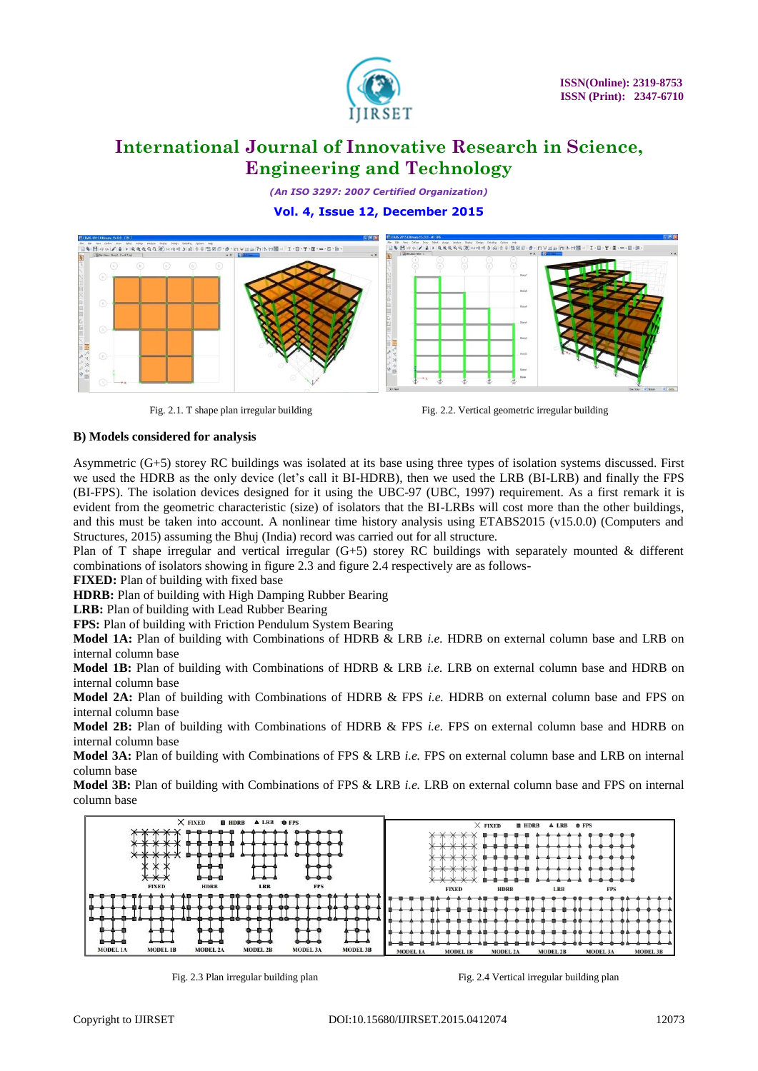Fig. 2.1. T shape plan irregular building

Fig. 2.2. Vertical geometric irregular building

### B) Models considered for analysis

Asymmetric (G+5) storey RC buildings was isolated at its base using three types of isolation systems discussed. First we used the HDRB as the only device (let's call it BI-HDRB), then we used the LRB (BI-LRB) and finally the FPS (BI-FPS). The isolation devices designed for it using the UBC-97 (UBC, 1997) requirement. As a first remark it is evident from the geometric characteristic (size) of isolators that the BI-LRBs will cost more than the other buildings, and this must be taken into account. A nonlinear time history analysis using ETABS2015 (v15.0.0) (Computers and Structures, 2015) assuming the Bhuj (India) record was carried out for all structure.

Plan of T shape irregular and vertical irregular (G+5) storey RC buildings with separately mounted & different combinations of isolators showing in figure 2.3 and figure 2.4 respectively are as follows-

**FIXED:** Plan of building with fixed base

**HDRB:** Plan of building with High Damping Rubber Bearing

**LRB:** Plan of building with Lead Rubber Bearing

**FPS:** Plan of building with Friction Pendulum System Bearing

**Model 1A:** Plan of building with Combinations of HDRB & LRB *i.e.* HDRB on external column base and LRB on internal column base

**Model 1B:** Plan of building with Combinations of HDRB & LRB *i.e.* LRB on external column base and HDRB on internal column base

**Model 2A:** Plan of building with Combinations of HDRB & FPS *i.e.* HDRB on external column base and FPS on internal column base

**Model 2B:** Plan of building with Combinations of HDRB & FPS *i.e.* FPS on external column base and HDRB on internal column base

**Model 3A:** Plan of building with Combinations of FPS & LRB *i.e.* FPS on external column base and LRB on internal column base

**Model 3B:** Plan of building with Combinations of FPS & LRB *i.e.* LRB on external column base and FPS on internal column base

Fig. 2.3 Plan irregular building plan

Fig. 2.4 Vertical irregular building plan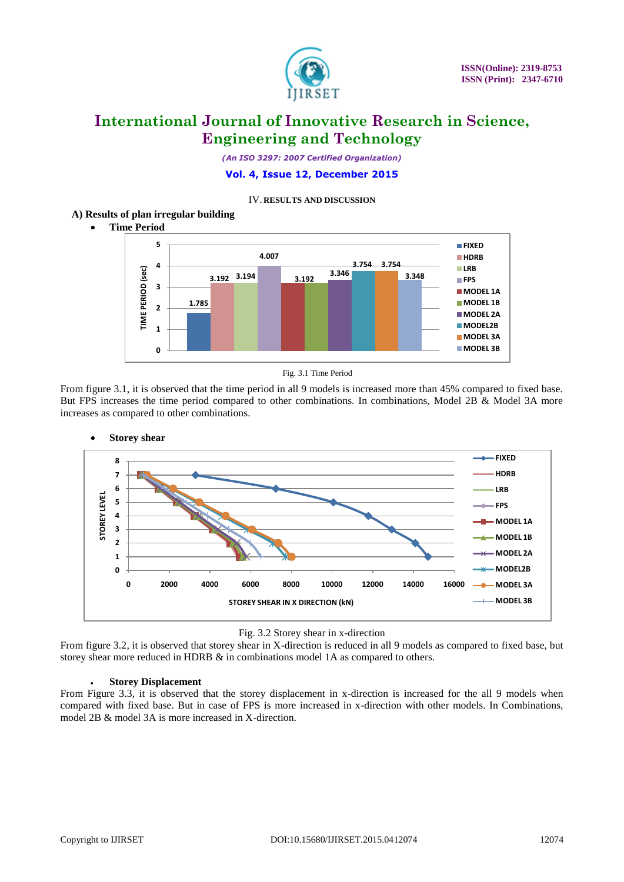## IV. RESULTS AND DISCUSSION

### A) Results of plan irregular building

- **Time Period**

Fig. 3.1 Time Period

From figure 3.1, it is observed that the time period in all 9 models is increased more than 45% compared to fixed base. But FPS increases the time period compared to other combinations. In combinations, Model 2B & Model 3A more increases as compared to other combinations.

- **Storey shear**

Fig. 3.2 Storey shear in x-direction

From figure 3.2, it is observed that storey shear in X-direction is reduced in all 9 models as compared to fixed base, but storey shear more reduced in HDRB & in combinations model 1A as compared to others.

- **Storey Displacement**

From Figure 3.3, it is observed that the storey displacement in x-direction is increased for the all 9 models when compared with fixed base. But in case of FPS is more increased in x-direction with other models. In Combinations, model 2B & model 3A is more increased in X-direction.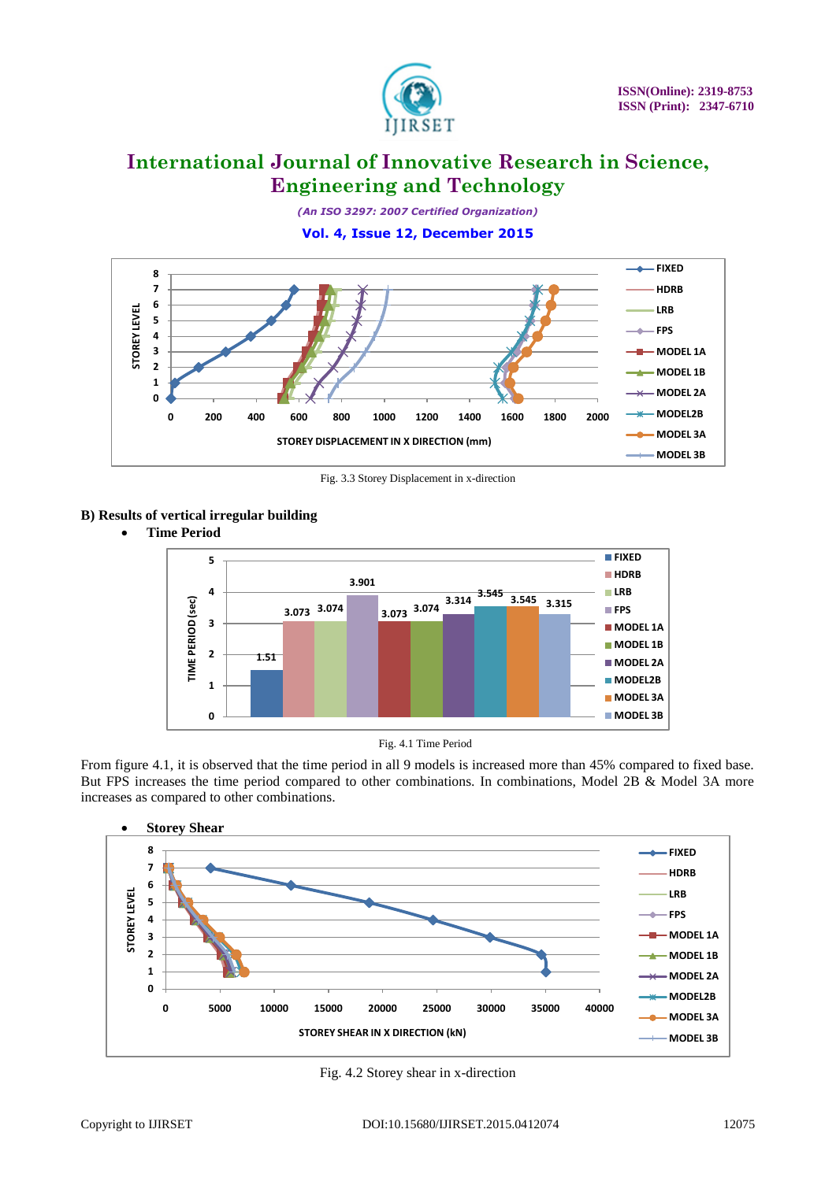Fig. 3.3 Storey Displacement in x-direction

**B) Results of vertical irregular building**

- **Time Period**

Fig. 4.1 Time Period

From figure 4.1, it is observed that the time period in all 9 models is increased more than 45% compared to fixed base. But FPS increases the time period compared to other combinations. In combinations, Model 2B & Model 3A more increases as compared to other combinations.

- **Storey Shear**

Fig. 4.2 Storey shear in x-direction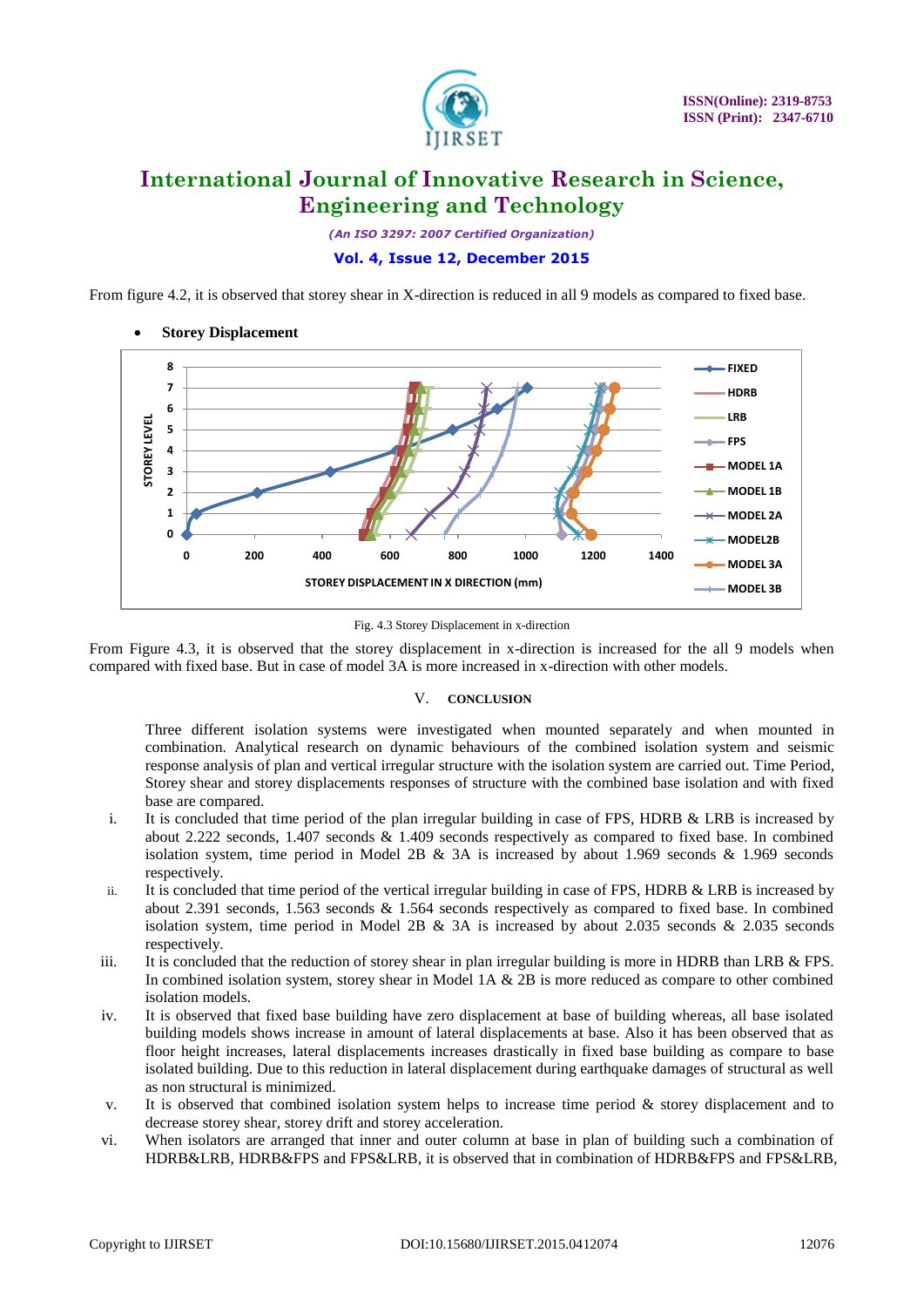From figure 4.2, it is observed that storey shear in X-direction is reduced in all 9 models as compared to fixed base.

- **Storey Displacement**

Fig. 4.3 Storey Displacement in x-direction

From Figure 4.3, it is observed that the storey displacement in x-direction is increased for the all 9 models when compared with fixed base. But in case of model 3A is more increased in x-direction with other models.

## V. CONCLUSION

Three different isolation systems were investigated when mounted separately and when mounted in combination. Analytical research on dynamic behaviours of the combined isolation system and seismic response analysis of plan and vertical irregular structure with the isolation system are carried out. Time Period, Storey shear and storey displacements responses of structure with the combined base isolation and with fixed base are compared.

i. It is concluded that time period of the plan irregular building in case of FPS, HDRB & LRB is increased by about 2.222 seconds, 1.407 seconds & 1.409 seconds respectively as compared to fixed base. In combined isolation system, time period in Model 2B & 3A is increased by about 1.969 seconds & 1.969 seconds respectively.

ii. It is concluded that time period of the vertical irregular building in case of FPS, HDRB & LRB is increased by about 2.391 seconds, 1.563 seconds & 1.564 seconds respectively as compared to fixed base. In combined isolation system, time period in Model 2B & 3A is increased by about 2.035 seconds & 2.035 seconds respectively.

iii. It is concluded that the reduction of storey shear in plan irregular building is more in HDRB than LRB & FPS. In combined isolation system, storey shear in Model 1A & 2B is more reduced as compare to other combined isolation models.

iv. It is observed that fixed base building have zero displacement at base of building whereas, all base isolated building models shows increase in amount of lateral displacements at base. Also it has been observed that as floor height increases, lateral displacements increases drastically in fixed base building as compare to base isolated building. Due to this reduction in lateral displacement during earthquake damages of structural as well as non structural is minimized.

v. It is observed that combined isolation system helps to increase time period & storey displacement and to decrease storey shear, storey drift and storey acceleration.

vi. When isolators are arranged that inner and outer column at base in plan of building such a combination of HDRB&LRB, HDRB&FPS and FPS&LRB, it is observed that in combination of HDRB&FPS and FPS&LRB,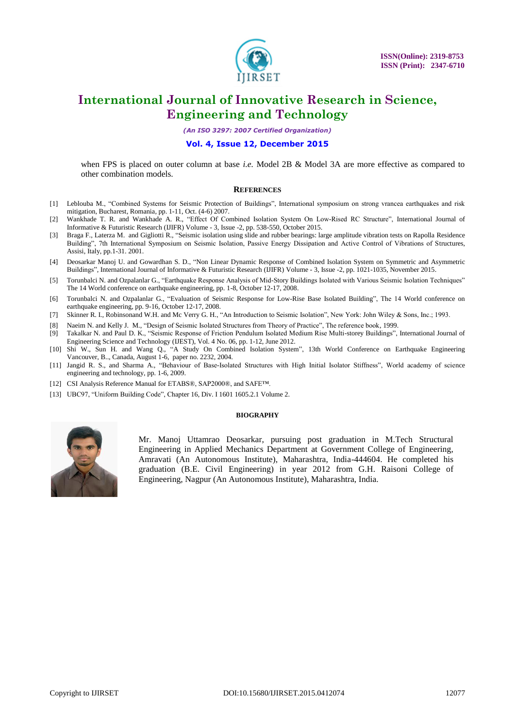when FPS is placed on outer column at base *i.e.* Model 2B & Model 3A are more effective as compared to other combination models.

## REFERENCES

[1] Leblouba M., "Combined Systems for Seismic Protection of Buildings", International symposium on strong vrancea earthquakes and risk mitigation, Bucharest, Romania, pp. 1-11, Oct. (4-6) 2007.

[2] Wankhade T. R. and Wankhade A. R., "Effect Of Combined Isolation System On Low-Rised RC Structure", International Journal of Informative & Futuristic Research (IJIFR) Volume - 3, Issue -2, pp. 538-550, October 2015.

[3] Braga F., Laterza M. and Gigliotti R., "Seismic isolation using slide and rubber bearings: large amplitude vibration tests on Rapolla Residence Building", 7th International Symposium on Seismic Isolation, Passive Energy Dissipation and Active Control of Vibrations of Structures, Assisi, Italy, pp.1-31. 2001.

[4] Deosarkar Manoj U. and Gowardhan S. D., "Non Linear Dynamic Response of Combined Isolation System on Symmetric and Asymmetric Buildings", International Journal of Informative & Futuristic Research (IJIFR) Volume - 3, Issue -2, pp. 1021-1035, November 2015.

[5] Torunbalci N. and Ozpalanlar G., "Earthquake Response Analysis of Mid-Story Buildings Isolated with Various Seismic Isolation Techniques" The 14 World conference on earthquake engineering, pp. 1-8, October 12-17, 2008.

[6] Torunbalci N. and Ozpalanlar G., "Evaluation of Seismic Response for Low-Rise Base Isolated Building", The 14 World conference on earthquake engineering, pp. 9-16, October 12-17, 2008.

[7] Skinner R. I., Robinsonand W.H. and Mc Verry G. H., "An Introduction to Seismic Isolation", New York: John Wiley & Sons, Inc.; 1993.

[8] Naeim N. and Kelly J. M., "Design of Seismic Isolated Structures from Theory of Practice", The reference book, 1999.

[9] Takalkar N. and Paul D. K., "Seismic Response of Friction Pendulum Isolated Medium Rise Multi-storey Buildings", International Journal of Engineering Science and Technology (IJEST), Vol. 4 No. 06, pp. 1-12, June 2012.

[10] Shi W., Sun H. and Wang Q., "A Study On Combined Isolation System", 13th World Conference on Earthquake Engineering Vancouver, B.., Canada, August 1-6, paper no. 2232, 2004.

[11] Jangid R. S., and Sharma A., "Behaviour of Base-Isolated Structures with High Initial Isolator Stiffness", World academy of science engineering and technology, pp. 1-6, 2009.

[12] CSI Analysis Reference Manual for ETABS®, SAP2000®, and SAFE™.

[13] UBC97, "Uniform Building Code", Chapter 16, Div. I 1601 1605.2.1 Volume 2.

## BIOGRAPHY

Mr. Manoj Uttamrao Deosarkar, pursuing post graduation in M.Tech Structural Engineering in Applied Mechanics Department at Government College of Engineering, Amravati (An Autonomous Institute), Maharashtra, India-444604. He completed his graduation (B.E. Civil Engineering) in year 2012 from G.H. Raisoni College of Engineering, Nagpur (An Autonomous Institute), Maharashtra, India.